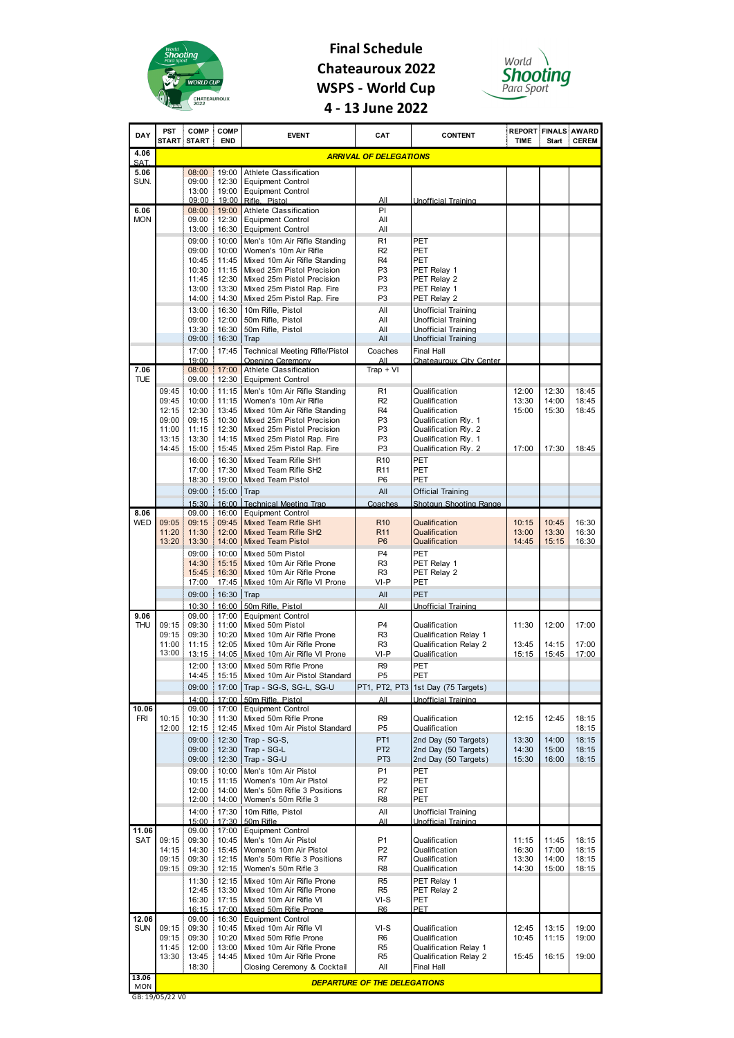# Final Schedule
# Chateauroux 2022
# WSPS - World Cup
# 4 - 13 June 2022

| DAY | PST START | COMP START | COMP END | EVENT | CAT | CONTENT | REPORT TIME | FINALS Start | AWARD CEREM |
|---|---|---|---|---|---|---|---|---|---|
| 4.06 SAT. | | | | ***ARRIVAL OF DELEGATIONS*** | | | | | |
| 5.06 SUN. | | 08:00 | 19:00 | Athlete Classification | | | | | |
| | | 09:00 | 12:30 | Equipment Control | | | | | |
| | | 13:00 | 19:00 | Equipment Control | | | | | |
| | | 09:00 | 19:00 | Rifle, Pistol | All | Unofficial Training | | | |
| 6.06 MON | | 08:00 | 19:00 | Athlete Classification | PI | | | | |
| | | 09:00 | 12:30 | Equipment Control | All | | | | |
| | | 13:00 | 16:30 | Equipment Control | All | | | | |
| | | 09:00 | 10:00 | Men's 10m Air Rifle Standing | R1 | PET | | | |
| | | 09:00 | 10:00 | Women's 10m Air Rifle | R2 | PET | | | |
| | | 10:45 | 11:45 | Mixed 10m Air Rifle Standing | R4 | PET | | | |
| | | 10:30 | 11:15 | Mixed 25m Pistol Precision | P3 | PET Relay 1 | | | |
| | | 11:45 | 12:30 | Mixed 25m Pistol Precision | P3 | PET Relay 2 | | | |
| | | 13:00 | 13:30 | Mixed 25m Pistol Rap. Fire | P3 | PET Relay 1 | | | |
| | | 14:00 | 14:30 | Mixed 25m Pistol Rap. Fire | P3 | PET Relay 2 | | | |
| | | 13:00 | 16:30 | 10m Rifle, Pistol | All | Unofficial Training | | | |
| | | 09:00 | 12:00 | 50m Rifle, Pistol | All | Unofficial Training | | | |
| | | 13:30 | 16:30 | 50m Rifle, Pistol | All | Unofficial Training | | | |
| | | 09:00 | 16:30 | Trap | All | Unofficial Training | | | |
| | | 17:00 | 17:45 | Technical Meeting Rifle/Pistol | Coaches | Final Hall | | | |
| | | 19:00 | | Opening Ceremony | All | Chateauroux City Center | | | |
| 7.06 TUE | | 08:00 | 17:00 | Athlete Classification | Trap + VI | | | | |
| | | 09:00 | 12:30 | Equipment Control | | | | | |
| | 09:45 | 10:00 | 11:15 | Men's 10m Air Rifle Standing | R1 | Qualification | 12:00 | 12:30 | 18:45 |
| | 09:45 | 10:00 | 11:15 | Women's 10m Air Rifle | R2 | Qualification | 13:30 | 14:00 | 18:45 |
| | 12:15 | 12:30 | 13:45 | Mixed 10m Air Rifle Standing | R4 | Qualification | 15:00 | 15:30 | 18:45 |
| | 09:00 | 09:15 | 10:30 | Mixed 25m Pistol Precision | P3 | Qualification Rly. 1 | | | |
| | 11:00 | 11:15 | 12:30 | Mixed 25m Pistol Precision | P3 | Qualification Rly. 2 | | | |
| | 13:15 | 13:30 | 14:15 | Mixed 25m Pistol Rap. Fire | P3 | Qualification Rly. 1 | | | |
| | 14:45 | 15:00 | 15:45 | Mixed 25m Pistol Rap. Fire | P3 | Qualification Rly. 2 | 17:00 | 17:30 | 18:45 |
| | | 16:00 | 16:30 | Mixed Team Rifle SH1 | R10 | PET | | | |
| | | 17:00 | 17:30 | Mixed Team Rifle SH2 | R11 | PET | | | |
| | | 18:30 | 19:00 | Mixed Team Pistol | P6 | PET | | | |
| | | 09:00 | 15:00 | Trap | All | Official Training | | | |
| | | 15:30 | 16:00 | Technical Meeting Trap | Coaches | Shotgun Shooting Range | | | |
| 8.06 WED | | 09:00 | 16:00 | Equipment Control | | | | | |
| | 09:05 | 09:15 | 09:45 | Mixed Team Rifle SH1 | R10 | Qualification | 10:15 | 10:45 | 16:30 |
| | 11:20 | 11:30 | 12:00 | Mixed Team Rifle SH2 | R11 | Qualification | 13:00 | 13:30 | 16:30 |
| | 13:20 | 13:30 | 14:00 | Mixed Team Pistol | P6 | Qualification | 14:45 | 15:15 | 16:30 |
| | | 09:00 | 10:00 | Mixed 50m Pistol | P4 | PET | | | |
| | | 14:30 | 15:15 | Mixed 10m Air Rifle Prone | R3 | PET Relay 1 | | | |
| | | 15:45 | 16:30 | Mixed 10m Air Rifle Prone | R3 | PET Relay 2 | | | |
| | | 17:00 | 17:45 | Mixed 10m Air Rifle VI Prone | VI-P | PET | | | |
| | | 09:00 | 16:30 | Trap | All | PET | | | |
| | | 10:30 | 16:00 | 50m Rifle, Pistol | All | Unofficial Training | | | |
| 9.06 THU | | 09:00 | 17:00 | Equipment Control | | | | | |
| | 09:15 | 09:30 | 11:00 | Mixed 50m Pistol | P4 | Qualification | 11:30 | 12:00 | 17:00 |
| | 09:15 | 09:30 | 10:20 | Mixed 10m Air Rifle Prone | R3 | Qualification Relay 1 | | | |
| | 11:00 | 11:15 | 12:05 | Mixed 10m Air Rifle Prone | R3 | Qualification Relay 2 | 13:45 | 14:15 | 17:00 |
| | 13:00 | 13:15 | 14:05 | Mixed 10m Air Rifle VI Prone | VI-P | Qualification | 15:15 | 15:45 | 17:00 |
| | | 12:00 | 13:00 | Mixed 50m Rifle Prone | R9 | PET | | | |
| | | 14:45 | 15:15 | Mixed 10m Air Pistol Standard | P5 | PET | | | |
| | | 09:00 | 17:00 | Trap - SG-S, SG-L, SG-U | PT1, PT2, PT3 | 1st Day (75 Targets) | | | |
| | | 14:00 | 17:00 | 50m Rifle, Pistol | All | Unofficial Training | | | |
| 10.06 FRI | | 09:00 | 17:00 | Equipment Control | | | | | |
| | 10:15 | 10:30 | 11:30 | Mixed 50m Rifle Prone | R9 | Qualification | 12:15 | 12:45 | 18:15 |
| | 12:00 | 12:15 | 12:45 | Mixed 10m Air Pistol Standard | P5 | Qualification | | | 18:15 |
| | | 09:00 | 12:30 | Trap - SG-S, | PT1 | 2nd Day (50 Targets) | 13:30 | 14:00 | 18:15 |
| | | 09:00 | 12:30 | Trap - SG-L | PT2 | 2nd Day (50 Targets) | 14:30 | 15:00 | 18:15 |
| | | 09:00 | 12:30 | Trap - SG-U | PT3 | 2nd Day (50 Targets) | 15:30 | 16:00 | 18:15 |
| | | 09:00 | 10:00 | Men's 10m Air Pistol | P1 | PET | | | |
| | | 10:15 | 11:15 | Women's 10m Air Pistol | P2 | PET | | | |
| | | 12:00 | 14:00 | Men's 50m Rifle 3 Positions | R7 | PET | | | |
| | | 12:00 | 14:00 | Women's 50m Rifle 3 | R8 | PET | | | |
| | | 14:00 | 17:30 | 10m Rifle, Pistol | All | Unofficial Training | | | |
| | | 15:00 | 17:30 | 50m Rifle | All | Unofficial Training | | | |
| 11.06 SAT | | 09:00 | 17:00 | Equipment Control | | | | | |
| | 09:15 | 09:30 | 10:45 | Men's 10m Air Pistol | P1 | Qualification | 11:15 | 11:45 | 18:15 |
| | 14:15 | 14:30 | 15:45 | Women's 10m Air Pistol | P2 | Qualification | 16:30 | 17:00 | 18:15 |
| | 09:15 | 09:30 | 12:15 | Men's 50m Rifle 3 Positions | R7 | Qualification | 13:30 | 14:00 | 18:15 |
| | 09:15 | 09:30 | 12:15 | Women's 50m Rifle 3 | R8 | Qualification | 14:30 | 15:00 | 18:15 |
| | | 11:30 | 12:15 | Mixed 10m Air Rifle Prone | R5 | PET Relay 1 | | | |
| | | 12:45 | 13:30 | Mixed 10m Air Rifle Prone | R5 | PET Relay 2 | | | |
| | | 16:30 | 17:15 | Mixed 10m Air Rifle VI | VI-S | PET | | | |
| | | 16:15 | 17:00 | Mixed 50m Rifle Prone | R6 | PET | | | |
| 12.06 SUN | | 09:00 | 16:30 | Equipment Control | | | | | |
| | 09:15 | 09:30 | 10:45 | Mixed 10m Air Rifle VI | VI-S | Qualification | 12:45 | 13:15 | 19:00 |
| | 09:15 | 09:30 | 10:20 | Mixed 50m Rifle Prone | R6 | Qualification | 10:45 | 11:15 | 19:00 |
| | 11:45 | 12:00 | 13:00 | Mixed 10m Air Rifle Prone | R5 | Qualification Relay 1 | | | |
| | 13:30 | 13:45 | 14:45 | Mixed 10m Air Rifle Prone | R5 | Qualification Relay 2 | 15:45 | 16:15 | 19:00 |
| | | 18:30 | | Closing Ceremony & Cocktail | All | Final Hall | | | |
| 13.06 MON | | | | ***DEPARTURE OF THE DELEGATIONS*** | | | | | |

GB: 19/05/22 V0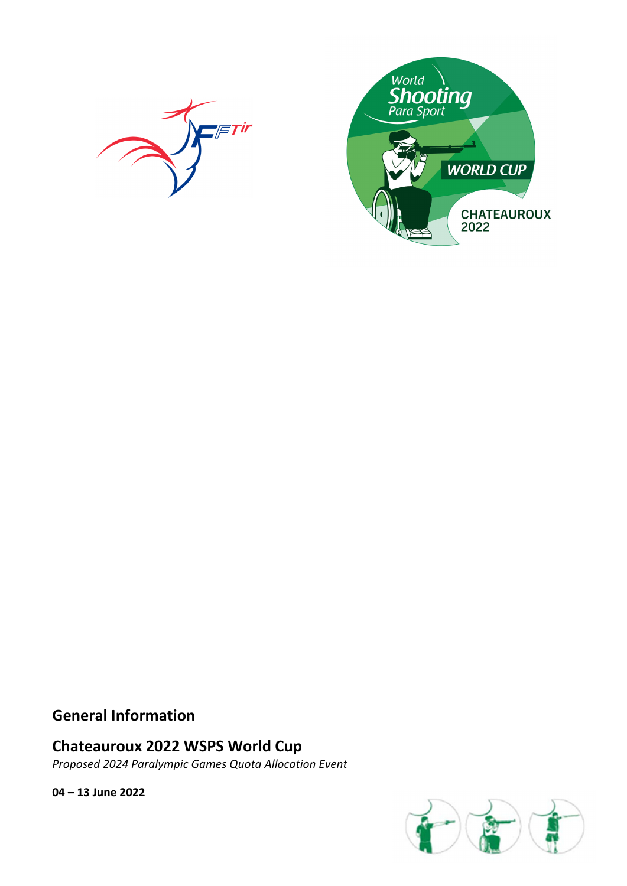## General Information

## Chateauroux 2022 WSPS World Cup

*Proposed 2024 Paralympic Games Quota Allocation Event*

**04 – 13 June 2022**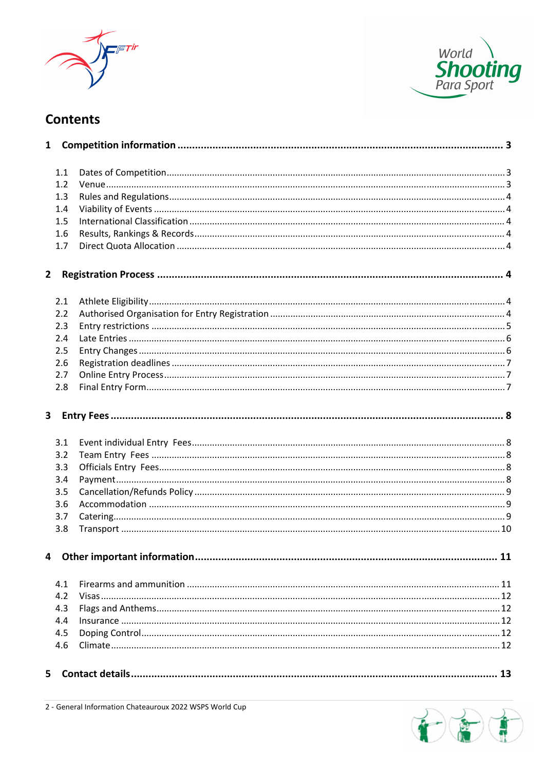# Contents

**1 Competition information ........................................................................ 3**

1.1 Dates of Competition ........................................................................ 3
1.2 Venue ........................................................................ 3
1.3 Rules and Regulations ........................................................................ 4
1.4 Viability of Events ........................................................................ 4
1.5 International Classification ........................................................................ 4
1.6 Results, Rankings & Records ........................................................................ 4
1.7 Direct Quota Allocation ........................................................................ 4

**2 Registration Process ........................................................................ 4**

2.1 Athlete Eligibility ........................................................................ 4
2.2 Authorised Organisation for Entry Registration ........................................................................ 4
2.3 Entry restrictions ........................................................................ 5
2.4 Late Entries ........................................................................ 6
2.5 Entry Changes ........................................................................ 6
2.6 Registration deadlines ........................................................................ 7
2.7 Online Entry Process ........................................................................ 7
2.8 Final Entry Form ........................................................................ 7

**3 Entry Fees ........................................................................ 8**

3.1 Event individual Entry Fees ........................................................................ 8
3.2 Team Entry Fees ........................................................................ 8
3.3 Officials Entry Fees ........................................................................ 8
3.4 Payment ........................................................................ 8
3.5 Cancellation/Refunds Policy ........................................................................ 9
3.6 Accommodation ........................................................................ 9
3.7 Catering ........................................................................ 9
3.8 Transport ........................................................................ 10

**4 Other important information ........................................................................ 11**

4.1 Firearms and ammunition ........................................................................ 11
4.2 Visas ........................................................................ 12
4.3 Flags and Anthems ........................................................................ 12
4.4 Insurance ........................................................................ 12
4.5 Doping Control ........................................................................ 12
4.6 Climate ........................................................................ 12

**5 Contact details ........................................................................ 13**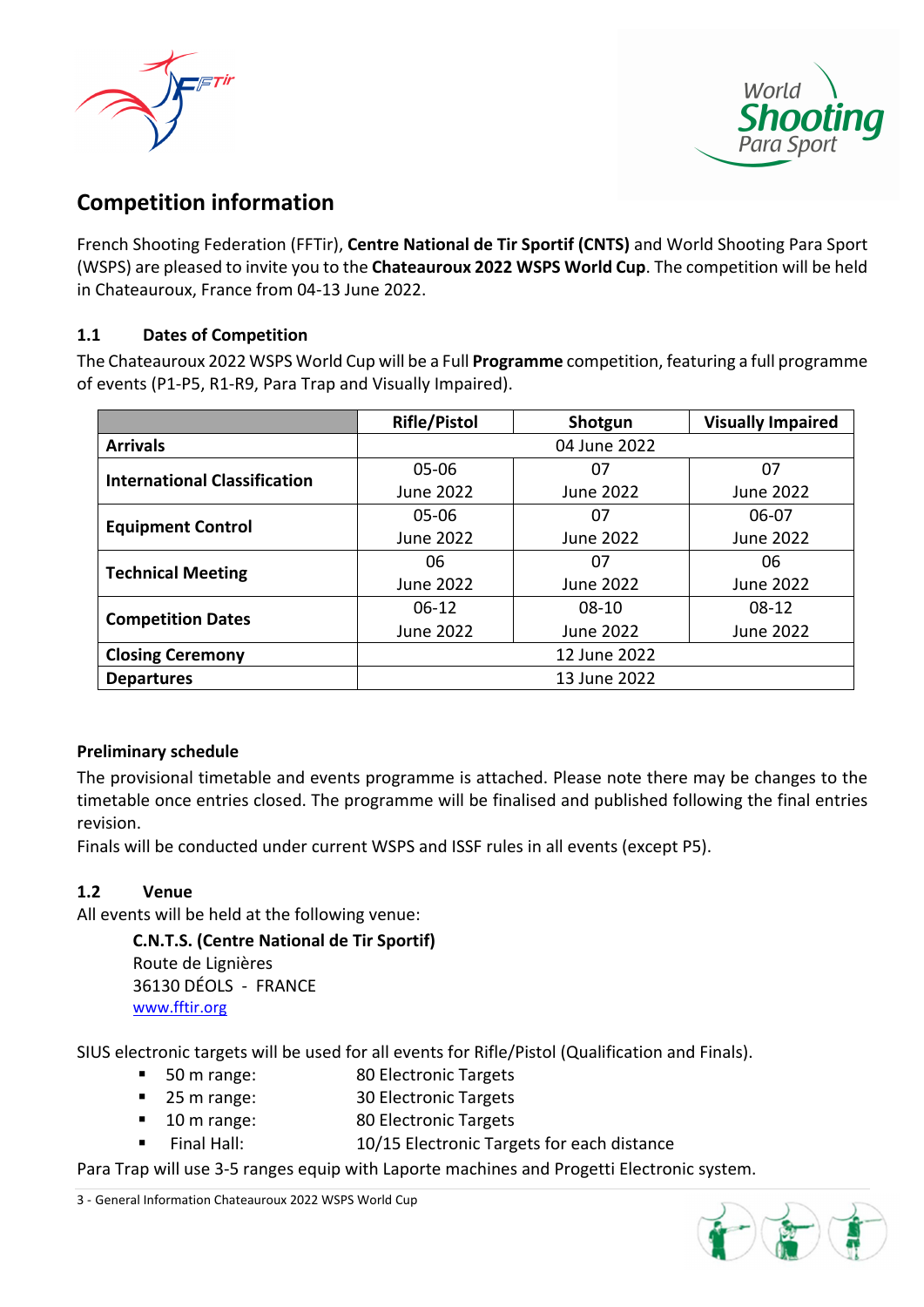## Competition information

French Shooting Federation (FFTir), **Centre National de Tir Sportif (CNTS)** and World Shooting Para Sport (WSPS) are pleased to invite you to the **Chateauroux 2022 WSPS World Cup**. The competition will be held in Chateauroux, France from 04-13 June 2022.

### 1.1 Dates of Competition

The Chateauroux 2022 WSPS World Cup will be a Full **Programme** competition, featuring a full programme of events (P1-P5, R1-R9, Para Trap and Visually Impaired).

| | Rifle/Pistol | Shotgun | Visually Impaired |
|---|---|---|---|
| **Arrivals** | 04 June 2022 | | |
| **International Classification** | 05-06 June 2022 | 07 June 2022 | 07 June 2022 |
| **Equipment Control** | 05-06 June 2022 | 07 June 2022 | 06-07 June 2022 |
| **Technical Meeting** | 06 June 2022 | 07 June 2022 | 06 June 2022 |
| **Competition Dates** | 06-12 June 2022 | 08-10 June 2022 | 08-12 June 2022 |
| **Closing Ceremony** | 12 June 2022 | | |
| **Departures** | 13 June 2022 | | |

**Preliminary schedule**

The provisional timetable and events programme is attached. Please note there may be changes to the timetable once entries closed. The programme will be finalised and published following the final entries revision.

Finals will be conducted under current WSPS and ISSF rules in all events (except P5).

### 1.2 Venue

All events will be held at the following venue:

**C.N.T.S. (Centre National de Tir Sportif)**
Route de Lignières
36130 DÉOLS - FRANCE
www.fftir.org

SIUS electronic targets will be used for all events for Rifle/Pistol (Qualification and Finals).

- 50 m range: 80 Electronic Targets
- 25 m range: 30 Electronic Targets
- 10 m range: 80 Electronic Targets
- Final Hall: 10/15 Electronic Targets for each distance

Para Trap will use 3-5 ranges equip with Laporte machines and Progetti Electronic system.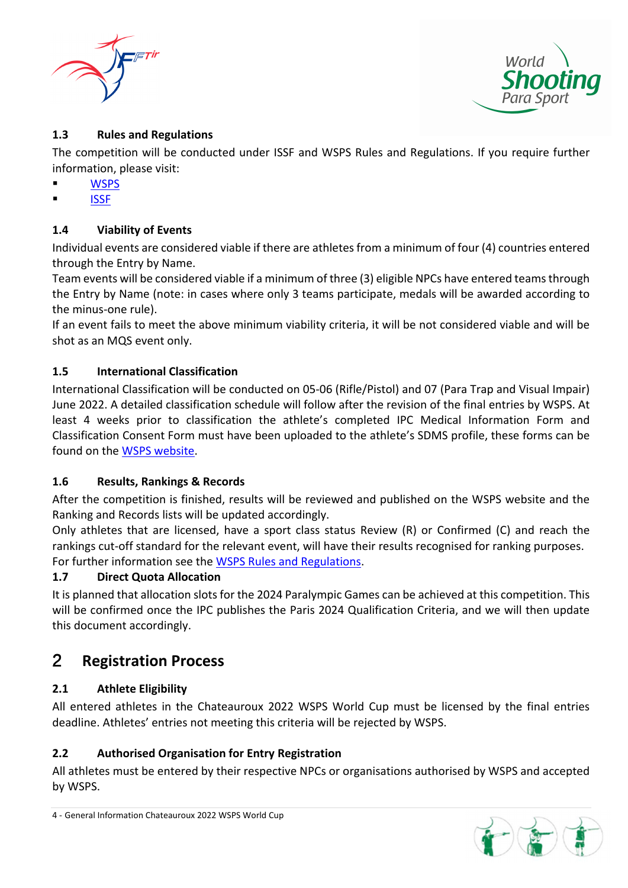### 1.3 Rules and Regulations

The competition will be conducted under ISSF and WSPS Rules and Regulations. If you require further information, please visit:

- WSPS
- ISSF

### 1.4 Viability of Events

Individual events are considered viable if there are athletes from a minimum of four (4) countries entered through the Entry by Name.

Team events will be considered viable if a minimum of three (3) eligible NPCs have entered teams through the Entry by Name (note: in cases where only 3 teams participate, medals will be awarded according to the minus-one rule).

If an event fails to meet the above minimum viability criteria, it will be not considered viable and will be shot as an MQS event only.

### 1.5 International Classification

International Classification will be conducted on 05-06 (Rifle/Pistol) and 07 (Para Trap and Visual Impair) June 2022. A detailed classification schedule will follow after the revision of the final entries by WSPS. At least 4 weeks prior to classification the athlete's completed IPC Medical Information Form and Classification Consent Form must have been uploaded to the athlete's SDMS profile, these forms can be found on the WSPS website.

### 1.6 Results, Rankings & Records

After the competition is finished, results will be reviewed and published on the WSPS website and the Ranking and Records lists will be updated accordingly.

Only athletes that are licensed, have a sport class status Review (R) or Confirmed (C) and reach the rankings cut-off standard for the relevant event, will have their results recognised for ranking purposes.

For further information see the WSPS Rules and Regulations.

### 1.7 Direct Quota Allocation

It is planned that allocation slots for the 2024 Paralympic Games can be achieved at this competition. This will be confirmed once the IPC publishes the Paris 2024 Qualification Criteria, and we will then update this document accordingly.

## 2 Registration Process

### 2.1 Athlete Eligibility

All entered athletes in the Chateauroux 2022 WSPS World Cup must be licensed by the final entries deadline. Athletes' entries not meeting this criteria will be rejected by WSPS.

### 2.2 Authorised Organisation for Entry Registration

All athletes must be entered by their respective NPCs or organisations authorised by WSPS and accepted by WSPS.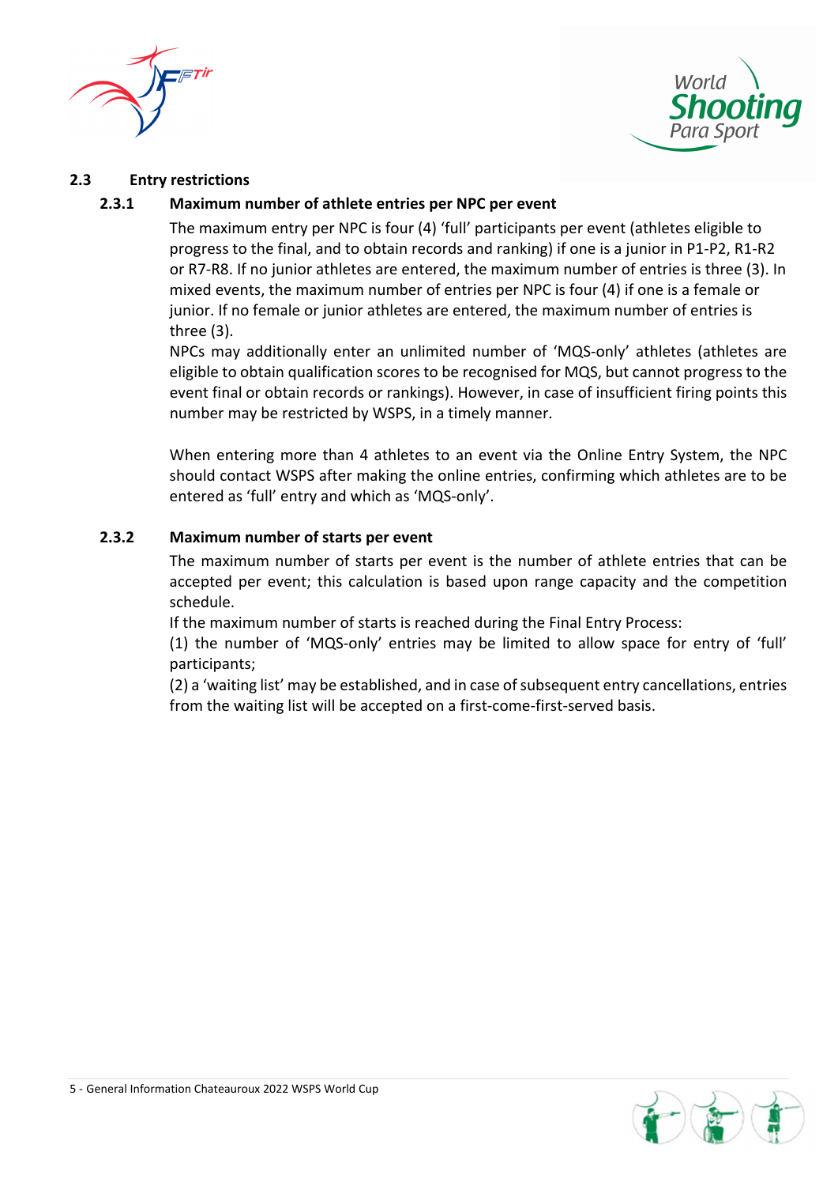## 2.3 Entry restrictions

### 2.3.1 Maximum number of athlete entries per NPC per event

The maximum entry per NPC is four (4) 'full' participants per event (athletes eligible to progress to the final, and to obtain records and ranking) if one is a junior in P1-P2, R1-R2 or R7-R8. If no junior athletes are entered, the maximum number of entries is three (3). In mixed events, the maximum number of entries per NPC is four (4) if one is a female or junior. If no female or junior athletes are entered, the maximum number of entries is three (3).

NPCs may additionally enter an unlimited number of 'MQS-only' athletes (athletes are eligible to obtain qualification scores to be recognised for MQS, but cannot progress to the event final or obtain records or rankings). However, in case of insufficient firing points this number may be restricted by WSPS, in a timely manner.

When entering more than 4 athletes to an event via the Online Entry System, the NPC should contact WSPS after making the online entries, confirming which athletes are to be entered as 'full' entry and which as 'MQS-only'.

### 2.3.2 Maximum number of starts per event

The maximum number of starts per event is the number of athlete entries that can be accepted per event; this calculation is based upon range capacity and the competition schedule.

If the maximum number of starts is reached during the Final Entry Process:

(1) the number of 'MQS-only' entries may be limited to allow space for entry of 'full' participants;

(2) a 'waiting list' may be established, and in case of subsequent entry cancellations, entries from the waiting list will be accepted on a first-come-first-served basis.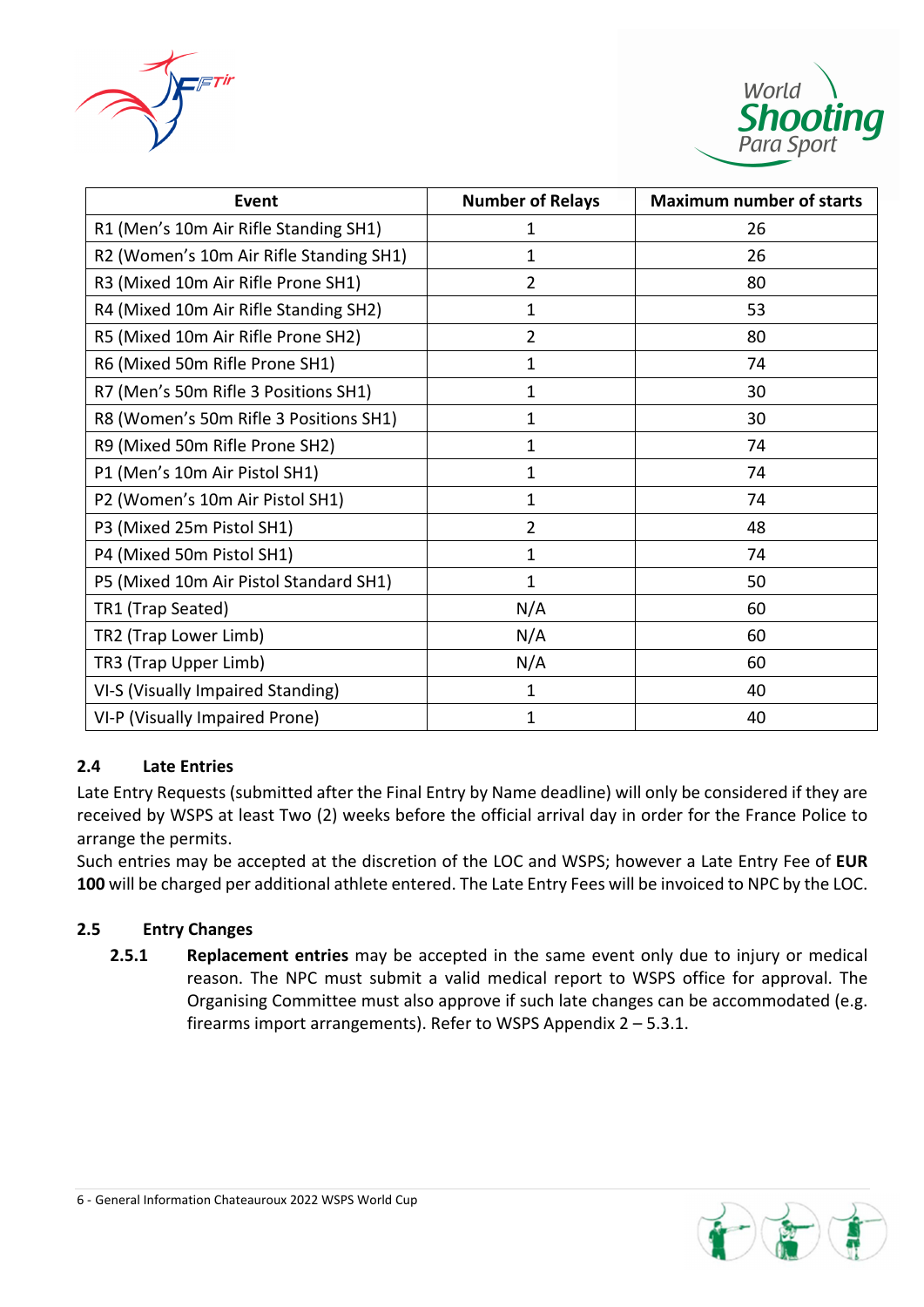| Event | Number of Relays | Maximum number of starts |
|---|---|---|
| R1 (Men's 10m Air Rifle Standing SH1) | 1 | 26 |
| R2 (Women's 10m Air Rifle Standing SH1) | 1 | 26 |
| R3 (Mixed 10m Air Rifle Prone SH1) | 2 | 80 |
| R4 (Mixed 10m Air Rifle Standing SH2) | 1 | 53 |
| R5 (Mixed 10m Air Rifle Prone SH2) | 2 | 80 |
| R6 (Mixed 50m Rifle Prone SH1) | 1 | 74 |
| R7 (Men's 50m Rifle 3 Positions SH1) | 1 | 30 |
| R8 (Women's 50m Rifle 3 Positions SH1) | 1 | 30 |
| R9 (Mixed 50m Rifle Prone SH2) | 1 | 74 |
| P1 (Men's 10m Air Pistol SH1) | 1 | 74 |
| P2 (Women's 10m Air Pistol SH1) | 1 | 74 |
| P3 (Mixed 25m Pistol SH1) | 2 | 48 |
| P4 (Mixed 50m Pistol SH1) | 1 | 74 |
| P5 (Mixed 10m Air Pistol Standard SH1) | 1 | 50 |
| TR1 (Trap Seated) | N/A | 60 |
| TR2 (Trap Lower Limb) | N/A | 60 |
| TR3 (Trap Upper Limb) | N/A | 60 |
| VI-S (Visually Impaired Standing) | 1 | 40 |
| VI-P (Visually Impaired Prone) | 1 | 40 |

### 2.4 Late Entries

Late Entry Requests (submitted after the Final Entry by Name deadline) will only be considered if they are received by WSPS at least Two (2) weeks before the official arrival day in order for the France Police to arrange the permits.

Such entries may be accepted at the discretion of the LOC and WSPS; however a Late Entry Fee of **EUR 100** will be charged per additional athlete entered. The Late Entry Fees will be invoiced to NPC by the LOC.

### 2.5 Entry Changes

**2.5.1** **Replacement entries** may be accepted in the same event only due to injury or medical reason. The NPC must submit a valid medical report to WSPS office for approval. The Organising Committee must also approve if such late changes can be accommodated (e.g. firearms import arrangements). Refer to WSPS Appendix 2 – 5.3.1.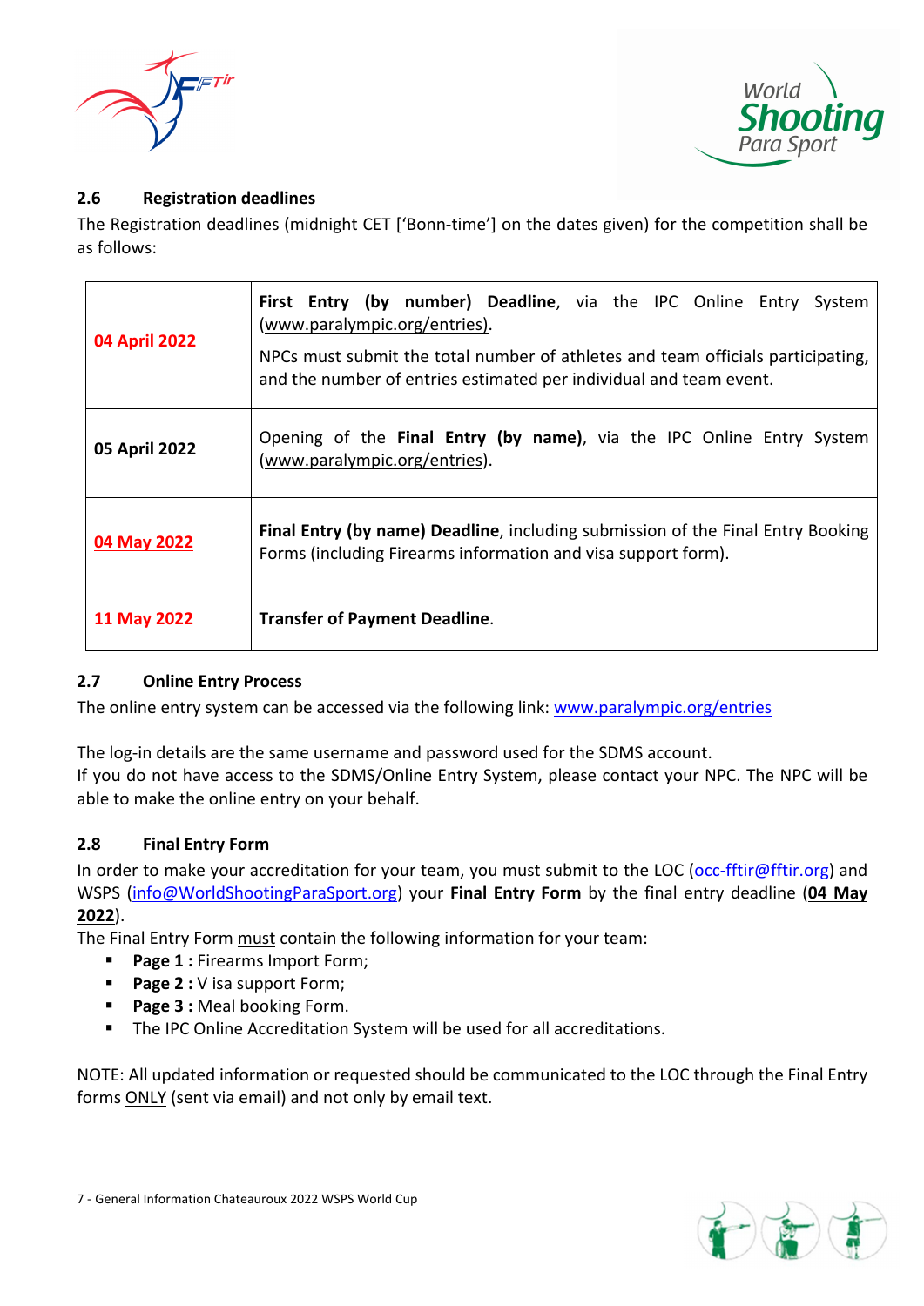### 2.6 Registration deadlines

The Registration deadlines (midnight CET ['Bonn-time'] on the dates given) for the competition shall be as follows:

| | |
|---|---|
| **04 April 2022** | **First Entry (by number) Deadline**, via the IPC Online Entry System (www.paralympic.org/entries).<br>NPCs must submit the total number of athletes and team officials participating, and the number of entries estimated per individual and team event. |
| **05 April 2022** | Opening of the **Final Entry (by name)**, via the IPC Online Entry System (www.paralympic.org/entries). |
| **04 May 2022** | **Final Entry (by name) Deadline**, including submission of the Final Entry Booking Forms (including Firearms information and visa support form). |
| **11 May 2022** | **Transfer of Payment Deadline**. |

### 2.7 Online Entry Process

The online entry system can be accessed via the following link: www.paralympic.org/entries

The log-in details are the same username and password used for the SDMS account.
If you do not have access to the SDMS/Online Entry System, please contact your NPC. The NPC will be able to make the online entry on your behalf.

### 2.8 Final Entry Form

In order to make your accreditation for your team, you must submit to the LOC (occ-fftir@fftir.org) and WSPS (info@WorldShootingParaSport.org) your **Final Entry Form** by the final entry deadline (**04 May 2022**).
The Final Entry Form must contain the following information for your team:

- **Page 1 :** Firearms Import Form;
- **Page 2 :** V isa support Form;
- **Page 3 :** Meal booking Form.
- The IPC Online Accreditation System will be used for all accreditations.

NOTE: All updated information or requested should be communicated to the LOC through the Final Entry forms ONLY (sent via email) and not only by email text.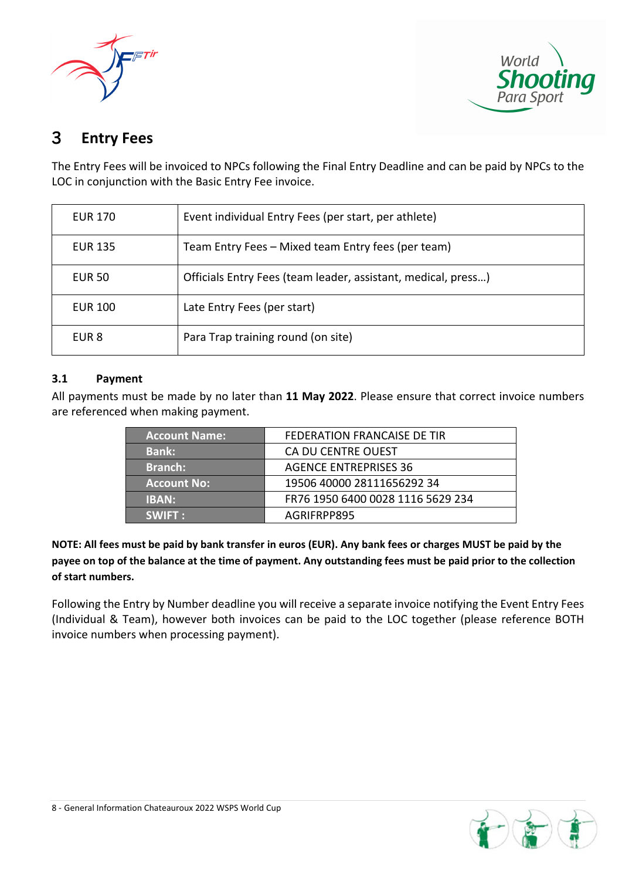# 3 Entry Fees

The Entry Fees will be invoiced to NPCs following the Final Entry Deadline and can be paid by NPCs to the LOC in conjunction with the Basic Entry Fee invoice.

| | |
|---|---|
| EUR 170 | Event individual Entry Fees (per start, per athlete) |
| EUR 135 | Team Entry Fees – Mixed team Entry fees (per team) |
| EUR 50 | Officials Entry Fees (team leader, assistant, medical, press…) |
| EUR 100 | Late Entry Fees (per start) |
| EUR 8 | Para Trap training round (on site) |

## 3.1 Payment

All payments must be made by no later than **11 May 2022**. Please ensure that correct invoice numbers are referenced when making payment.

| | |
|---|---|
| **Account Name:** | FEDERATION FRANCAISE DE TIR |
| **Bank:** | CA DU CENTRE OUEST |
| **Branch:** | AGENCE ENTREPRISES 36 |
| **Account No:** | 19506 40000 28111656292 34 |
| **IBAN:** | FR76 1950 6400 0028 1116 5629 234 |
| **SWIFT :** | AGRIFRPP895 |

**NOTE: All fees must be paid by bank transfer in euros (EUR). Any bank fees or charges MUST be paid by the payee on top of the balance at the time of payment. Any outstanding fees must be paid prior to the collection of start numbers.**

Following the Entry by Number deadline you will receive a separate invoice notifying the Event Entry Fees (Individual & Team), however both invoices can be paid to the LOC together (please reference BOTH invoice numbers when processing payment).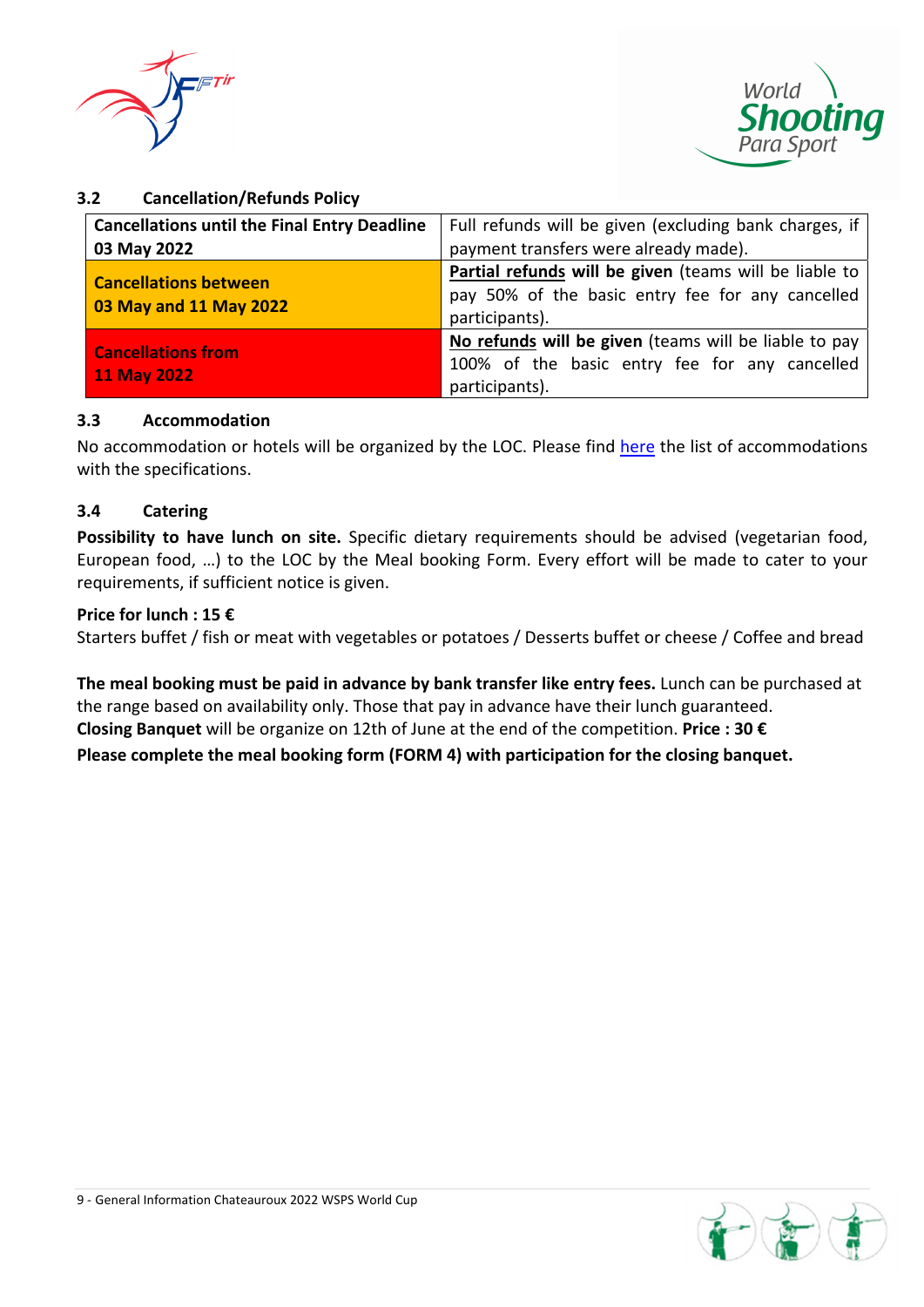### 3.2 Cancellation/Refunds Policy

| Cancellations until the Final Entry Deadline 03 May 2022 | Full refunds will be given (excluding bank charges, if payment transfers were already made). |
|---|---|
| **Cancellations between 03 May and 11 May 2022** | **Partial refunds will be given** (teams will be liable to pay 50% of the basic entry fee for any cancelled participants). |
| **Cancellations from 11 May 2022** | **No refunds will be given** (teams will be liable to pay 100% of the basic entry fee for any cancelled participants). |

### 3.3 Accommodation

No accommodation or hotels will be organized by the LOC. Please find here the list of accommodations with the specifications.

### 3.4 Catering

**Possibility to have lunch on site.** Specific dietary requirements should be advised (vegetarian food, European food, …) to the LOC by the Meal booking Form. Every effort will be made to cater to your requirements, if sufficient notice is given.

**Price for lunch : 15 €**

Starters buffet / fish or meat with vegetables or potatoes / Desserts buffet or cheese / Coffee and bread

**The meal booking must be paid in advance by bank transfer like entry fees.** Lunch can be purchased at the range based on availability only. Those that pay in advance have their lunch guaranteed.

**Closing Banquet** will be organize on 12th of June at the end of the competition. **Price : 30 €**

**Please complete the meal booking form (FORM 4) with participation for the closing banquet.**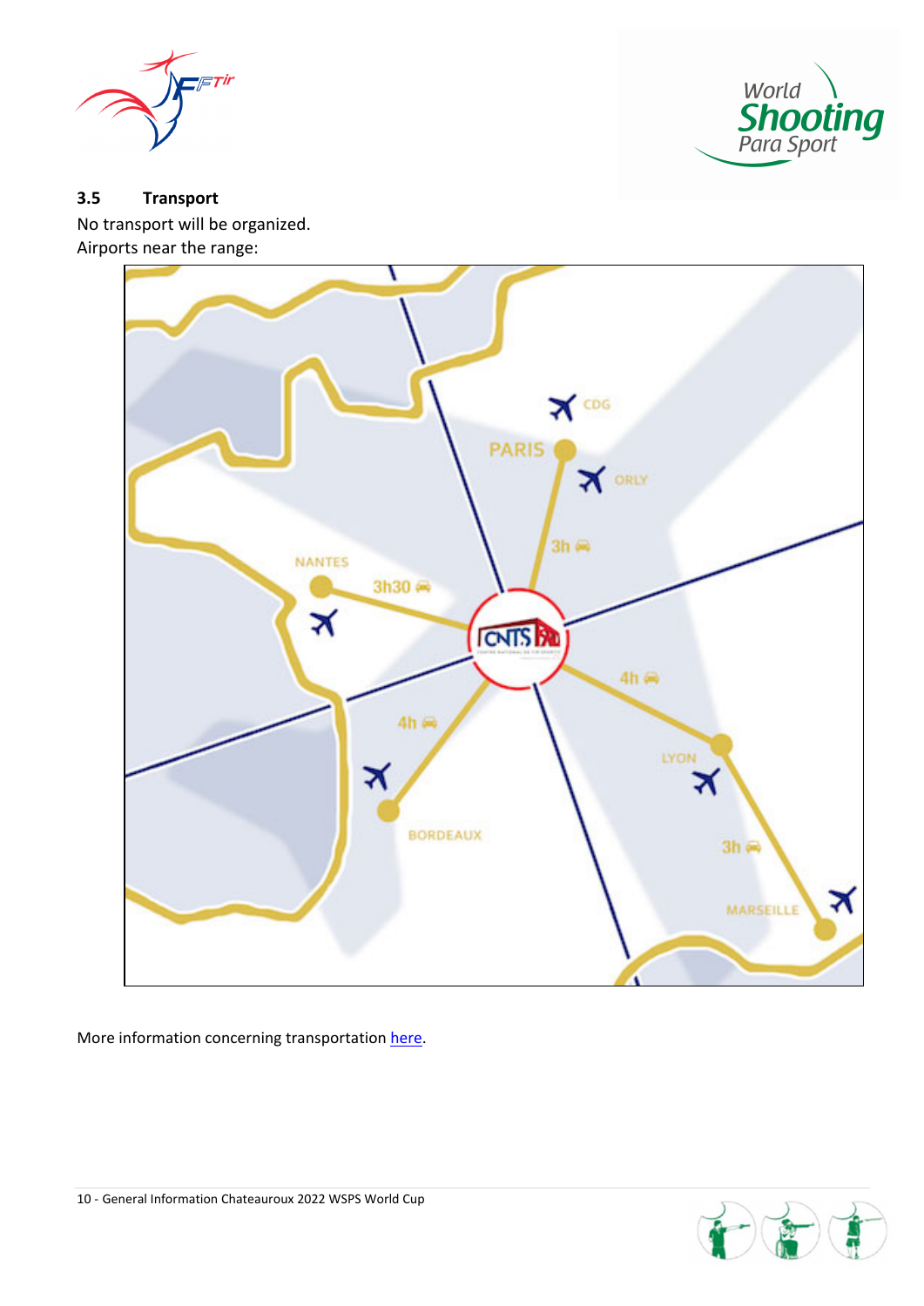### 3.5 Transport

No transport will be organized.

Airports near the range:

More information concerning transportation here.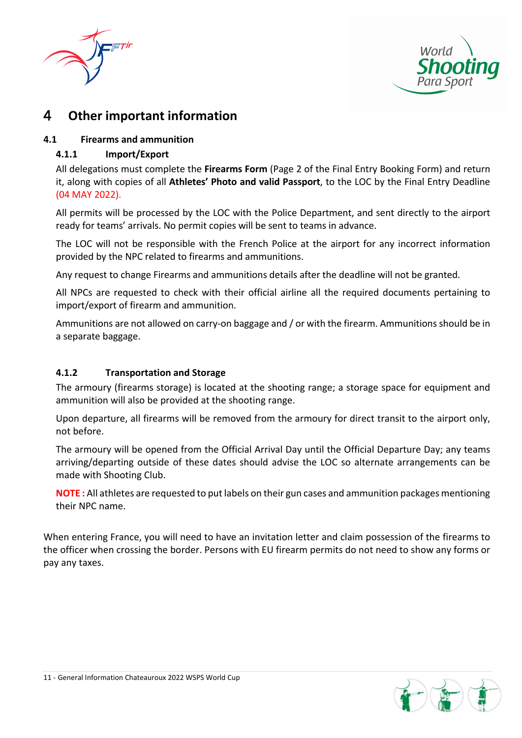# 4 Other important information

## 4.1 Firearms and ammunition

### 4.1.1 Import/Export

All delegations must complete the **Firearms Form** (Page 2 of the Final Entry Booking Form) and return it, along with copies of all **Athletes' Photo and valid Passport**, to the LOC by the Final Entry Deadline (04 MAY 2022).

All permits will be processed by the LOC with the Police Department, and sent directly to the airport ready for teams' arrivals. No permit copies will be sent to teams in advance.

The LOC will not be responsible with the French Police at the airport for any incorrect information provided by the NPC related to firearms and ammunitions.

Any request to change Firearms and ammunitions details after the deadline will not be granted.

All NPCs are requested to check with their official airline all the required documents pertaining to import/export of firearm and ammunition.

Ammunitions are not allowed on carry-on baggage and / or with the firearm. Ammunitions should be in a separate baggage.

### 4.1.2 Transportation and Storage

The armoury (firearms storage) is located at the shooting range; a storage space for equipment and ammunition will also be provided at the shooting range.

Upon departure, all firearms will be removed from the armoury for direct transit to the airport only, not before.

The armoury will be opened from the Official Arrival Day until the Official Departure Day; any teams arriving/departing outside of these dates should advise the LOC so alternate arrangements can be made with Shooting Club.

**NOTE :** All athletes are requested to put labels on their gun cases and ammunition packages mentioning their NPC name.

When entering France, you will need to have an invitation letter and claim possession of the firearms to the officer when crossing the border. Persons with EU firearm permits do not need to show any forms or pay any taxes.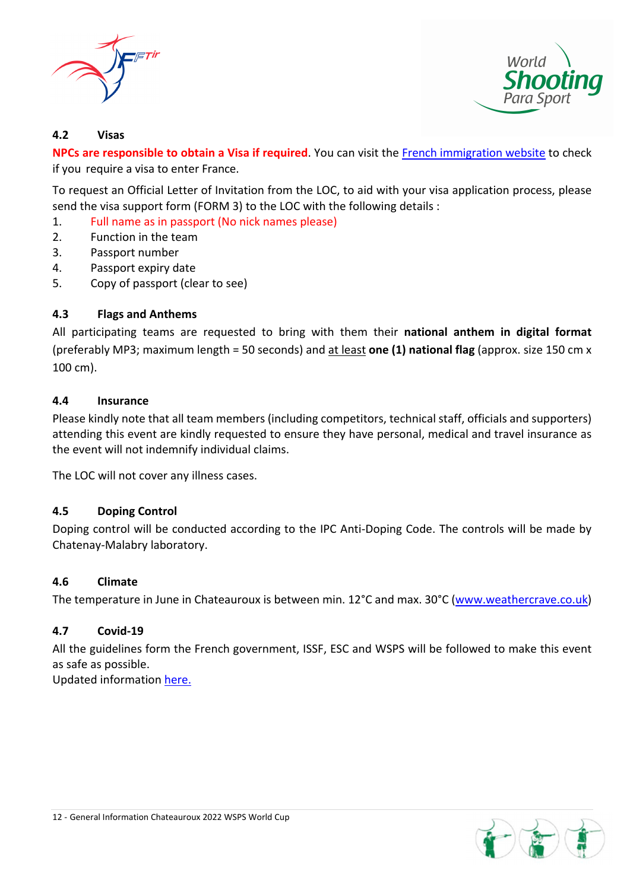### 4.2 Visas

**NPCs are responsible to obtain a Visa if required**. You can visit the [French immigration website]() to check if you require a visa to enter France.

To request an Official Letter of Invitation from the LOC, to aid with your visa application process, please send the visa support form (FORM 3) to the LOC with the following details :

1. Full name as in passport (No nick names please)
2. Function in the team
3. Passport number
4. Passport expiry date
5. Copy of passport (clear to see)

### 4.3 Flags and Anthems

All participating teams are requested to bring with them their **national anthem in digital format** (preferably MP3; maximum length = 50 seconds) and at least **one (1) national flag** (approx. size 150 cm x 100 cm).

### 4.4 Insurance

Please kindly note that all team members (including competitors, technical staff, officials and supporters) attending this event are kindly requested to ensure they have personal, medical and travel insurance as the event will not indemnify individual claims.

The LOC will not cover any illness cases.

### 4.5 Doping Control

Doping control will be conducted according to the IPC Anti-Doping Code. The controls will be made by Chatenay-Malabry laboratory.

### 4.6 Climate

The temperature in June in Chateauroux is between min. 12°C and max. 30°C (www.weathercrave.co.uk)

### 4.7 Covid-19

All the guidelines form the French government, ISSF, ESC and WSPS will be followed to make this event as safe as possible.
Updated information [here.]()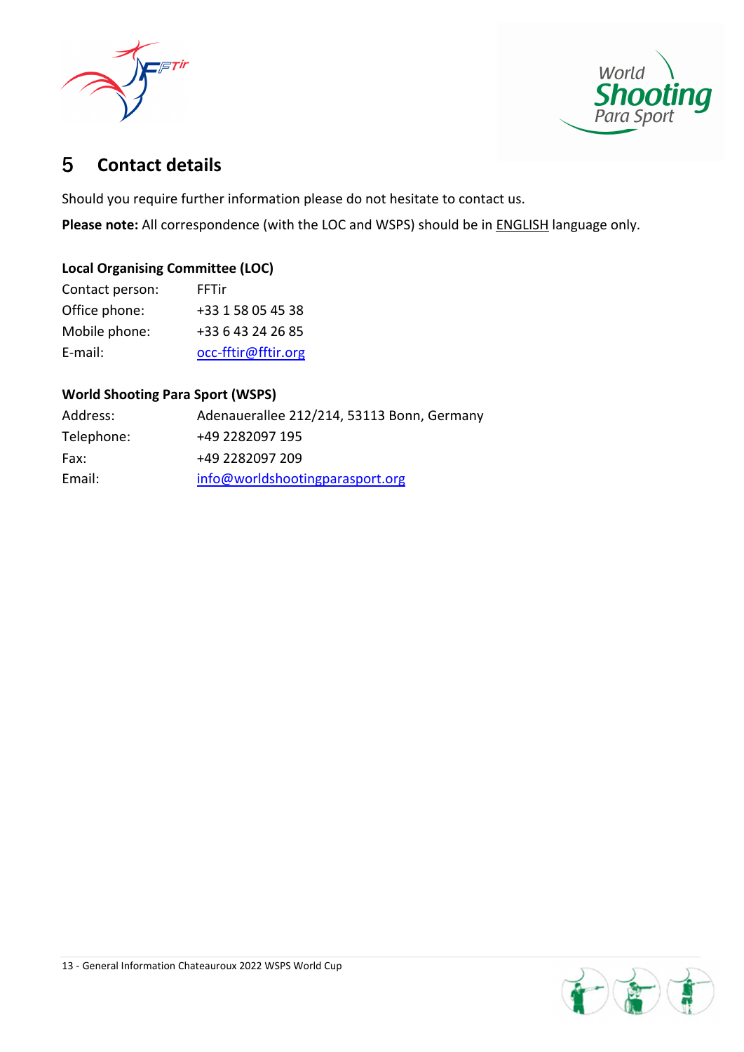## 5 Contact details

Should you require further information please do not hesitate to contact us.

**Please note:** All correspondence (with the LOC and WSPS) should be in ENGLISH language only.

### Local Organising Committee (LOC)

| | |
|---|---|
| Contact person: | FFTir |
| Office phone: | +33 1 58 05 45 38 |
| Mobile phone: | +33 6 43 24 26 85 |
| E-mail: | occ-fftir@fftir.org |

### World Shooting Para Sport (WSPS)

| | |
|---|---|
| Address: | Adenauerallee 212/214, 53113 Bonn, Germany |
| Telephone: | +49 2282097 195 |
| Fax: | +49 2282097 209 |
| Email: | info@worldshootingparasport.org |